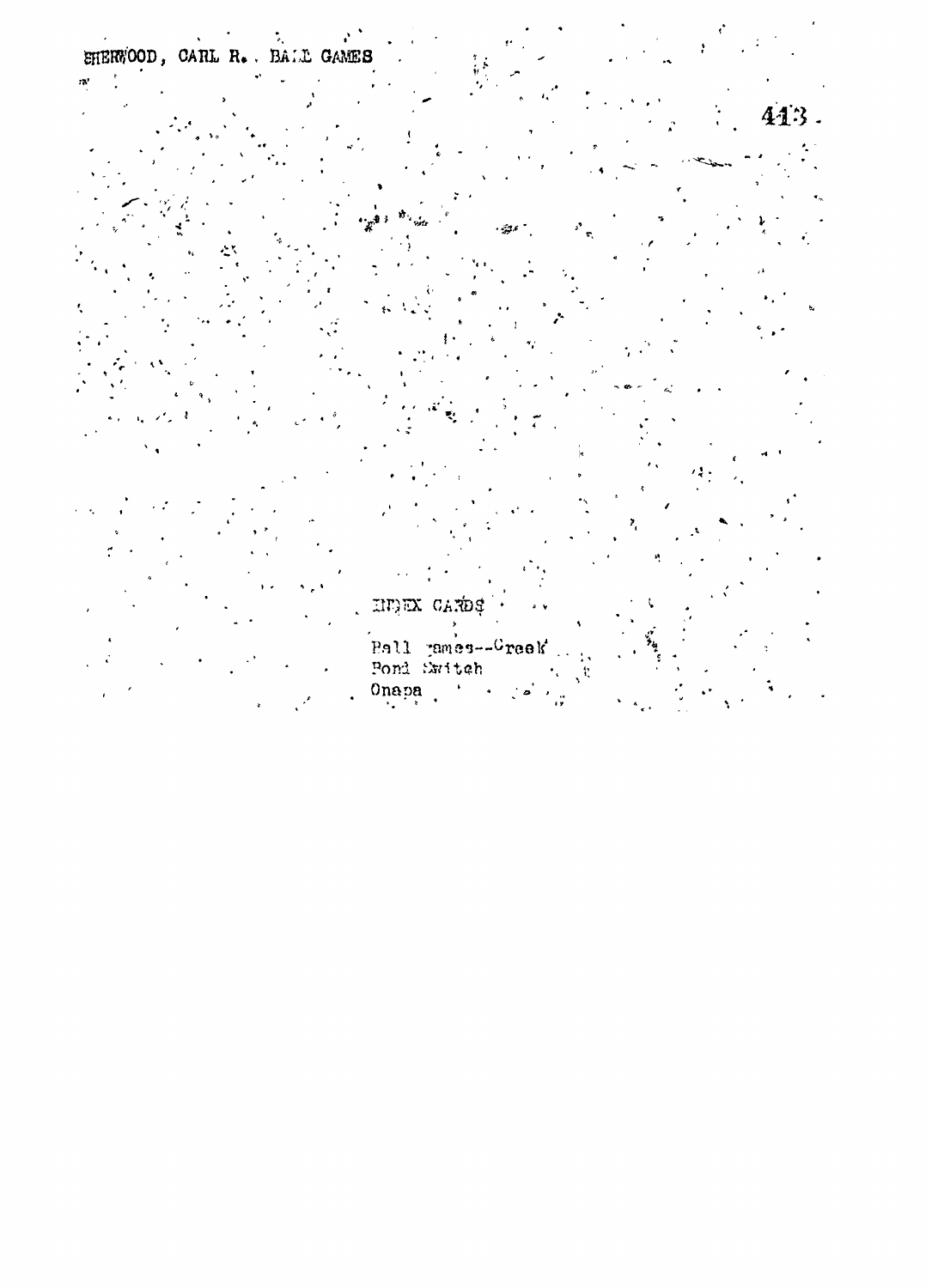SHERWOOD, CARL R. BALL GAMES

413

INDEX CARDS

Ball games--Creek
Pond Switch
Onapa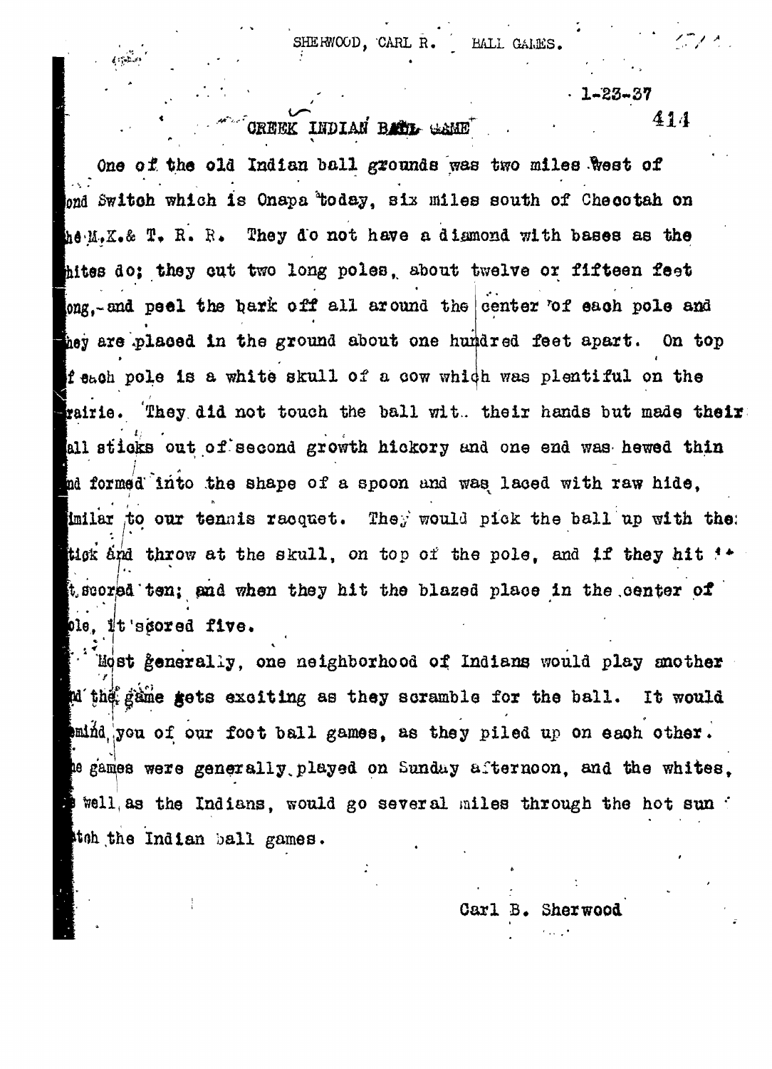SHERWOOD, CARL R. BALL GAMES.

1-23-37

## CREEK INDIAN BALL GAME

One of the old Indian ball grounds was two miles West of Bond Switch which is Onapa today, six miles south of Checotah on the M.K.& T. R. R. They do not have a diamond with bases as the whites do; they cut two long poles, about twelve or fifteen feet long, and peel the bark off all around the center of each pole and they are placed in the ground about one hundred feet apart. On top of each pole is a white skull of a cow which was plentiful on the prairie. They did not touch the ball wit.. their hands but made their ball sticks out of second growth hickory and one end was hewed thin and formed into the shape of a spoon and was laced with raw hide, similar to our tennis racquet. They would pick the ball up with the stick and throw at the skull, on top of the pole, and if they hit it it scored ten; and when they hit the blazed place in the center of pole, it scored five.

Most generally, one neighborhood of Indians would play another and the game gets exciting as they scramble for the ball. It would remind you of our foot ball games, as they piled up on each other. The games were generally played on Sunday afternoon, and the whites, as well as the Indians, would go several miles through the hot sun to watch the Indian ball games.

Carl B. Sherwood